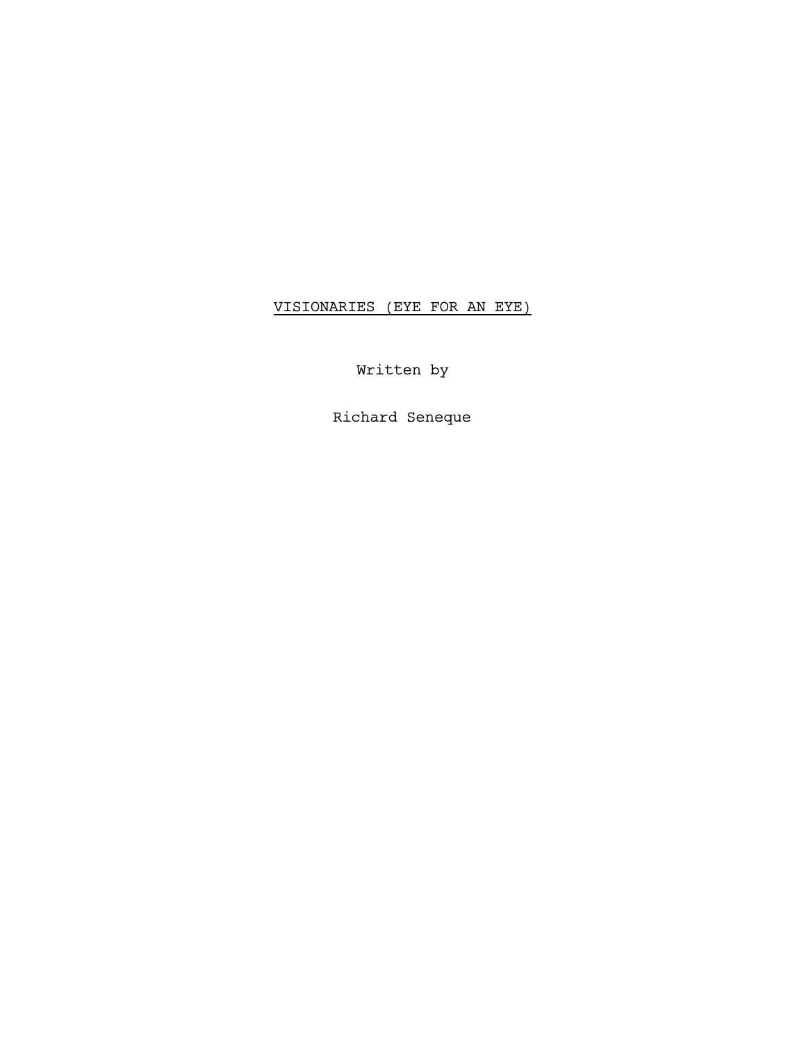# VISIONARIES (EYE FOR AN EYE)

Written by

Richard Seneque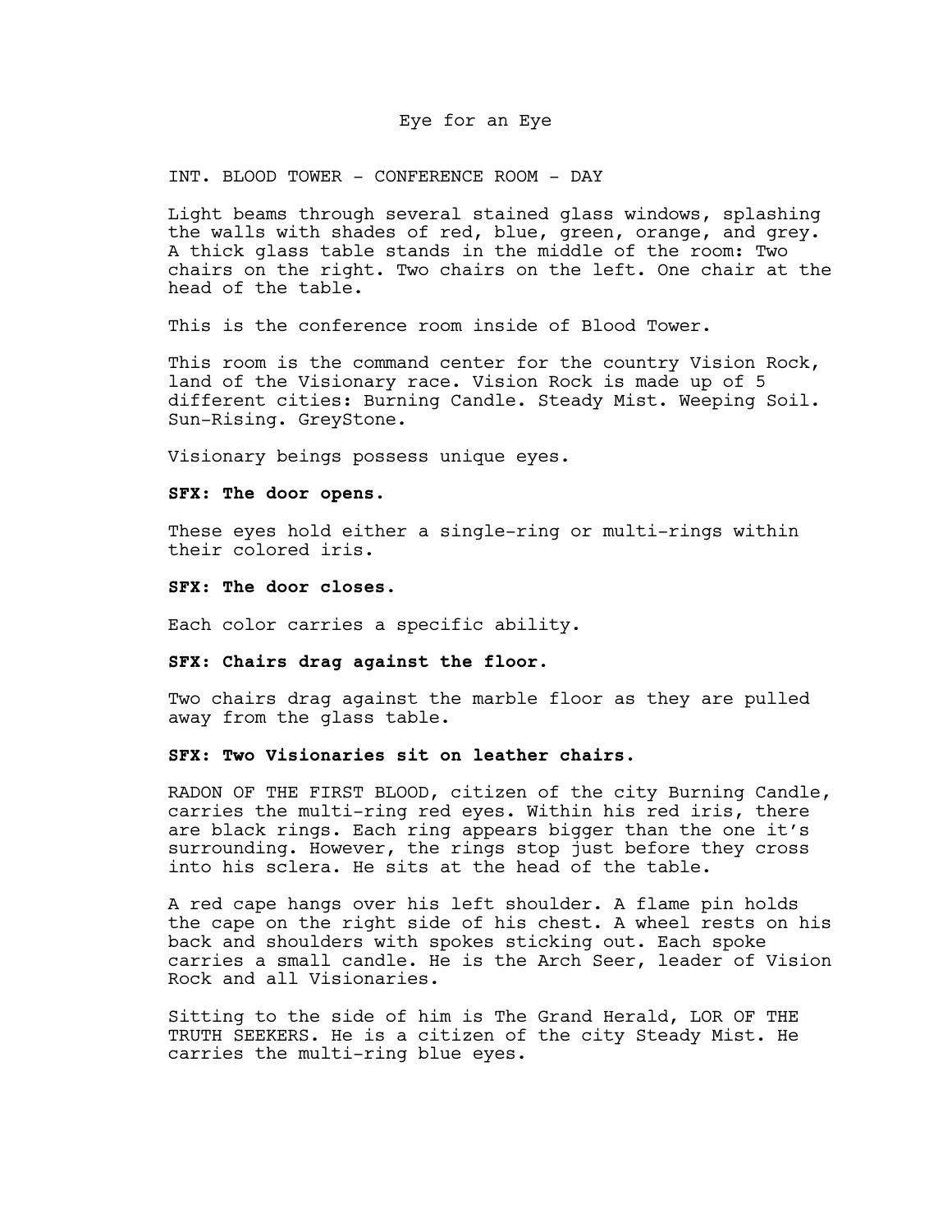# Eye for an Eye

INT. BLOOD TOWER - CONFERENCE ROOM - DAY

Light beams through several stained glass windows, splashing the walls with shades of red, blue, green, orange, and grey. A thick glass table stands in the middle of the room: Two chairs on the right. Two chairs on the left. One chair at the head of the table.

This is the conference room inside of Blood Tower.

This room is the command center for the country Vision Rock, land of the Visionary race. Vision Rock is made up of 5 different cities: Burning Candle. Steady Mist. Weeping Soil. Sun-Rising. GreyStone.

Visionary beings possess unique eyes.

**SFX: The door opens.**

These eyes hold either a single-ring or multi-rings within their colored iris.

**SFX: The door closes.**

Each color carries a specific ability.

**SFX: Chairs drag against the floor.**

Two chairs drag against the marble floor as they are pulled away from the glass table.

**SFX: Two Visionaries sit on leather chairs.**

RADON OF THE FIRST BLOOD, citizen of the city Burning Candle, carries the multi-ring red eyes. Within his red iris, there are black rings. Each ring appears bigger than the one it's surrounding. However, the rings stop just before they cross into his sclera. He sits at the head of the table.

A red cape hangs over his left shoulder. A flame pin holds the cape on the right side of his chest. A wheel rests on his back and shoulders with spokes sticking out. Each spoke carries a small candle. He is the Arch Seer, leader of Vision Rock and all Visionaries.

Sitting to the side of him is The Grand Herald, LOR OF THE TRUTH SEEKERS. He is a citizen of the city Steady Mist. He carries the multi-ring blue eyes.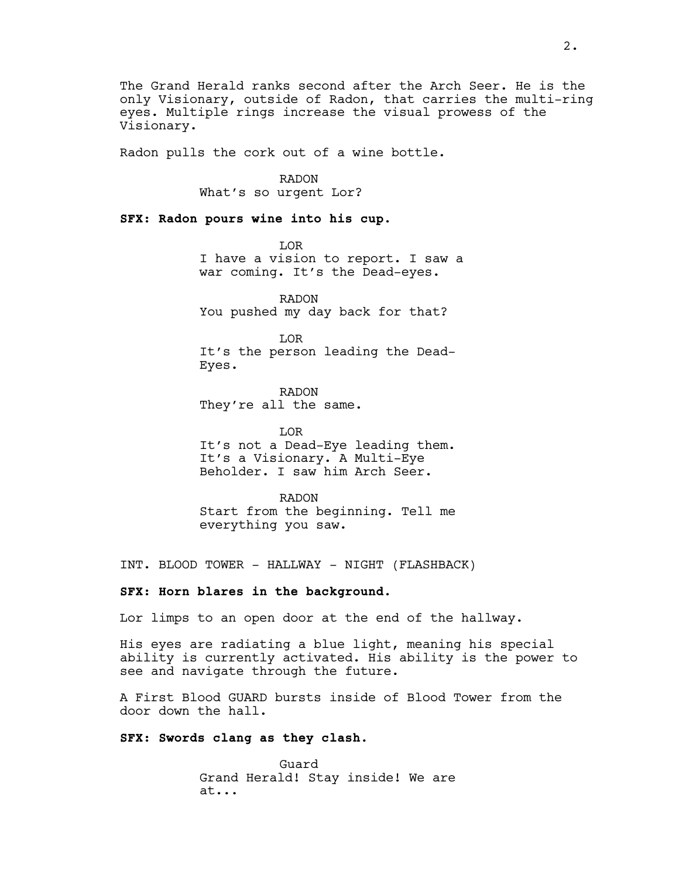The Grand Herald ranks second after the Arch Seer. He is the only Visionary, outside of Radon, that carries the multi-ring eyes. Multiple rings increase the visual prowess of the Visionary.

Radon pulls the cork out of a wine bottle.

RADON
What's so urgent Lor?

**SFX: Radon pours wine into his cup.**

LOR
I have a vision to report. I saw a war coming. It's the Dead-eyes.

RADON
You pushed my day back for that?

LOR
It's the person leading the Dead-Eyes.

RADON
They're all the same.

LOR
It's not a Dead-Eye leading them. It's a Visionary. A Multi-Eye Beholder. I saw him Arch Seer.

RADON
Start from the beginning. Tell me everything you saw.

INT. BLOOD TOWER - HALLWAY - NIGHT (FLASHBACK)

**SFX: Horn blares in the background.**

Lor limps to an open door at the end of the hallway.

His eyes are radiating a blue light, meaning his special ability is currently activated. His ability is the power to see and navigate through the future.

A First Blood GUARD bursts inside of Blood Tower from the door down the hall.

**SFX: Swords clang as they clash.**

Guard
Grand Herald! Stay inside! We are at...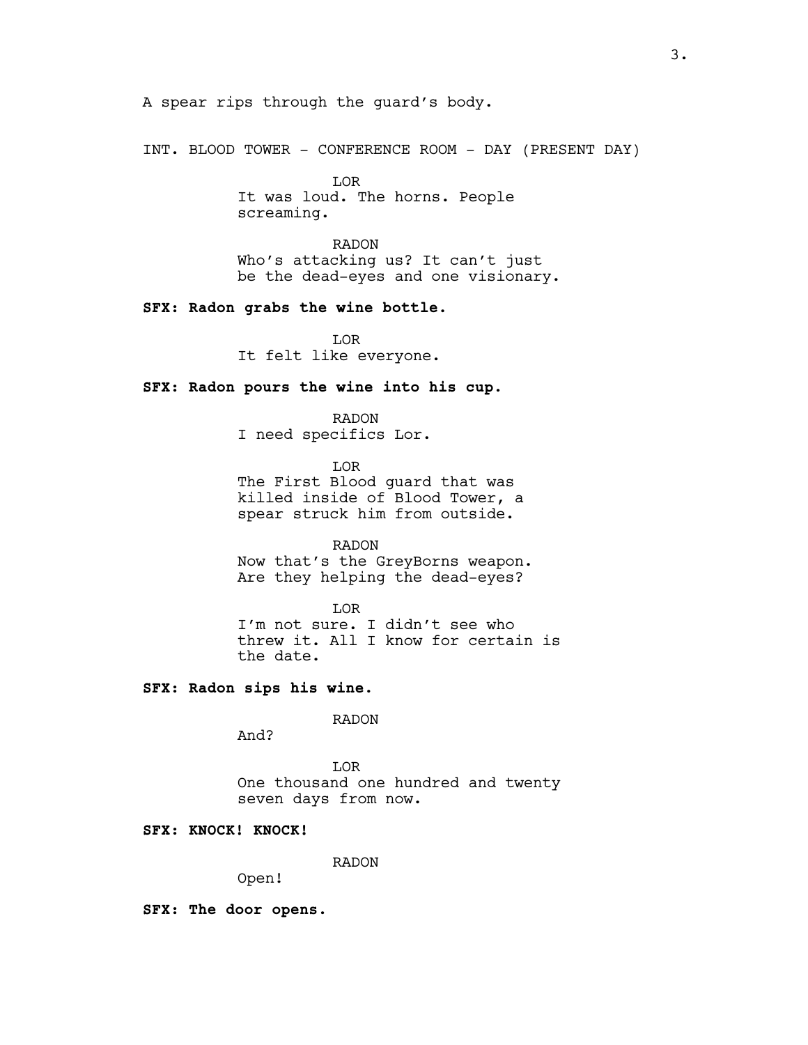A spear rips through the guard’s body.

INT. BLOOD TOWER - CONFERENCE ROOM - DAY (PRESENT DAY)

LOR
It was loud. The horns. People screaming.

RADON
Who’s attacking us? It can’t just be the dead-eyes and one visionary.

**SFX: Radon grabs the wine bottle.**

LOR
It felt like everyone.

**SFX: Radon pours the wine into his cup.**

RADON
I need specifics Lor.

LOR
The First Blood guard that was killed inside of Blood Tower, a spear struck him from outside.

RADON
Now that’s the GreyBorns weapon. Are they helping the dead-eyes?

LOR
I’m not sure. I didn’t see who threw it. All I know for certain is the date.

**SFX: Radon sips his wine.**

RADON
And?

LOR
One thousand one hundred and twenty seven days from now.

**SFX: KNOCK! KNOCK!**

RADON
Open!

**SFX: The door opens.**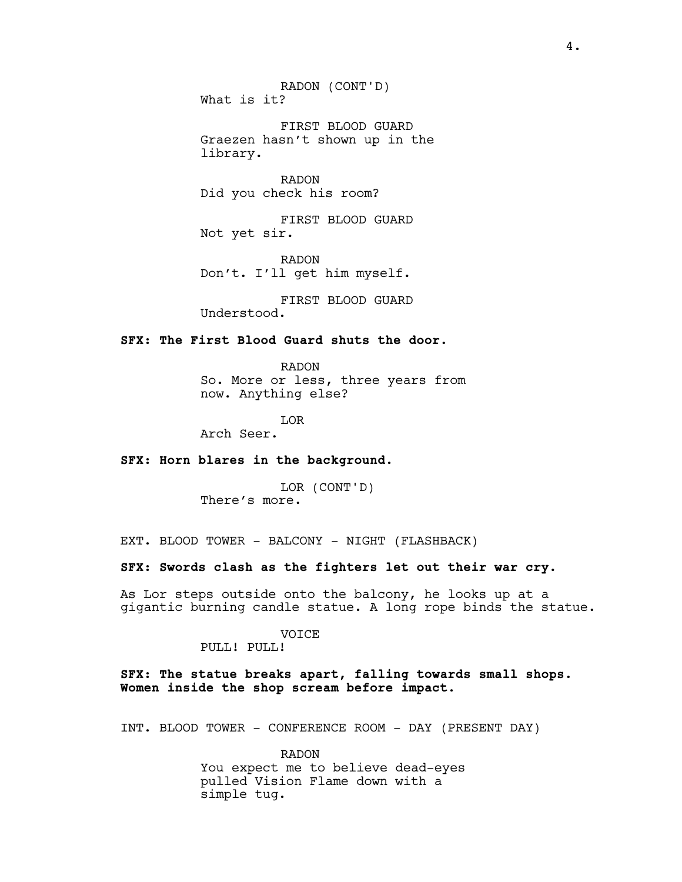RADON (CONT'D)
What is it?

FIRST BLOOD GUARD
Graezen hasn't shown up in the library.

RADON
Did you check his room?

FIRST BLOOD GUARD
Not yet sir.

RADON
Don't. I'll get him myself.

FIRST BLOOD GUARD
Understood.

**SFX: The First Blood Guard shuts the door.**

RADON
So. More or less, three years from now. Anything else?

LOR
Arch Seer.

**SFX: Horn blares in the background.**

LOR (CONT'D)
There's more.

EXT. BLOOD TOWER - BALCONY - NIGHT (FLASHBACK)

**SFX: Swords clash as the fighters let out their war cry.**

As Lor steps outside onto the balcony, he looks up at a gigantic burning candle statue. A long rope binds the statue.

VOICE
PULL! PULL!

**SFX: The statue breaks apart, falling towards small shops. Women inside the shop scream before impact.**

INT. BLOOD TOWER - CONFERENCE ROOM - DAY (PRESENT DAY)

RADON
You expect me to believe dead-eyes pulled Vision Flame down with a simple tug.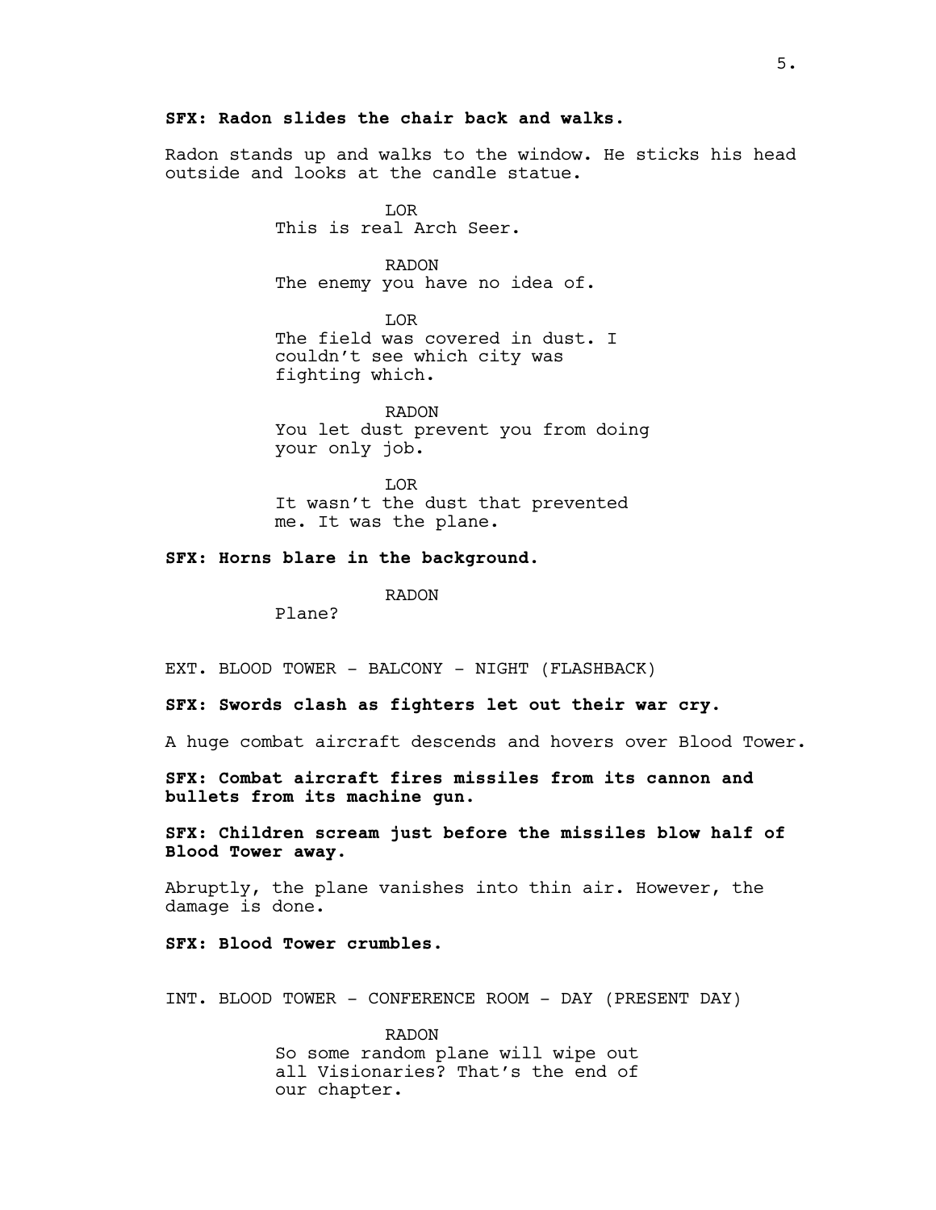**SFX: Radon slides the chair back and walks.**

Radon stands up and walks to the window. He sticks his head outside and looks at the candle statue.

LOR
This is real Arch Seer.

RADON
The enemy you have no idea of.

LOR
The field was covered in dust. I couldn't see which city was fighting which.

RADON
You let dust prevent you from doing your only job.

LOR
It wasn't the dust that prevented me. It was the plane.

**SFX: Horns blare in the background.**

RADON
Plane?

EXT. BLOOD TOWER - BALCONY - NIGHT (FLASHBACK)

**SFX: Swords clash as fighters let out their war cry.**

A huge combat aircraft descends and hovers over Blood Tower.

**SFX: Combat aircraft fires missiles from its cannon and bullets from its machine gun.**

**SFX: Children scream just before the missiles blow half of Blood Tower away.**

Abruptly, the plane vanishes into thin air. However, the damage is done.

**SFX: Blood Tower crumbles.**

INT. BLOOD TOWER - CONFERENCE ROOM - DAY (PRESENT DAY)

RADON
So some random plane will wipe out all Visionaries? That's the end of our chapter.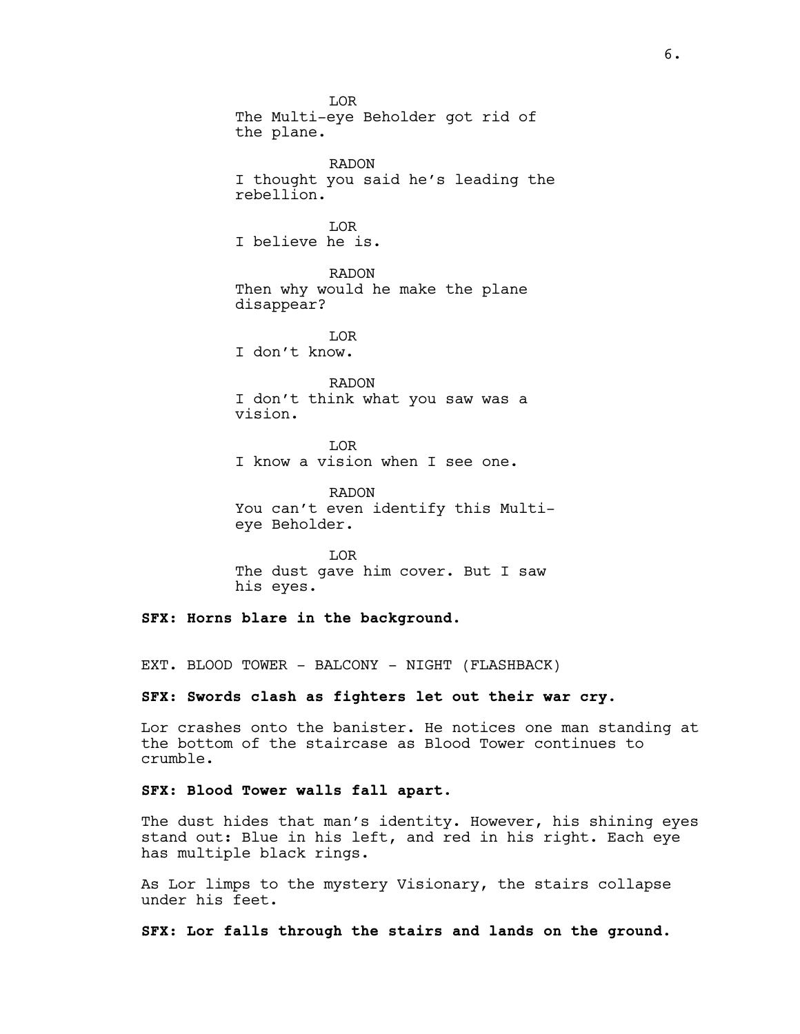LOR
The Multi-eye Beholder got rid of the plane.

RADON
I thought you said he's leading the rebellion.

LOR
I believe he is.

RADON
Then why would he make the plane disappear?

LOR
I don't know.

RADON
I don't think what you saw was a vision.

LOR
I know a vision when I see one.

RADON
You can't even identify this Multi-eye Beholder.

LOR
The dust gave him cover. But I saw his eyes.

**SFX: Horns blare in the background.**

EXT. BLOOD TOWER - BALCONY - NIGHT (FLASHBACK)

**SFX: Swords clash as fighters let out their war cry.**

Lor crashes onto the banister. He notices one man standing at the bottom of the staircase as Blood Tower continues to crumble.

**SFX: Blood Tower walls fall apart.**

The dust hides that man's identity. However, his shining eyes stand out: Blue in his left, and red in his right. Each eye has multiple black rings.

As Lor limps to the mystery Visionary, the stairs collapse under his feet.

**SFX: Lor falls through the stairs and lands on the ground.**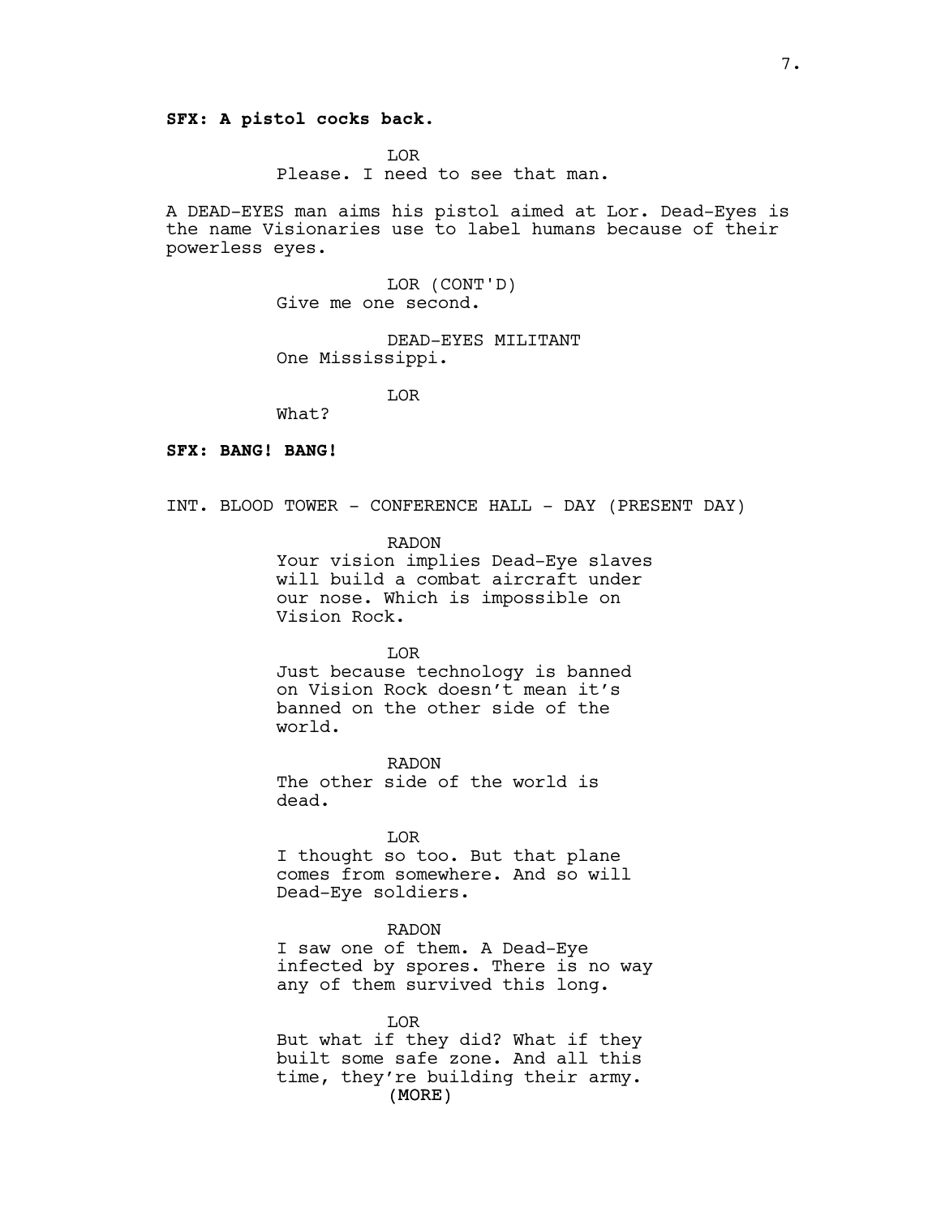**SFX: A pistol cocks back.**

LOR
Please. I need to see that man.

A DEAD-EYES man aims his pistol aimed at Lor. Dead-Eyes is the name Visionaries use to label humans because of their powerless eyes.

LOR (CONT'D)
Give me one second.

DEAD-EYES MILITANT
One Mississippi.

LOR
What?

**SFX: BANG! BANG!**

INT. BLOOD TOWER - CONFERENCE HALL - DAY (PRESENT DAY)

RADON
Your vision implies Dead-Eye slaves will build a combat aircraft under our nose. Which is impossible on Vision Rock.

LOR
Just because technology is banned on Vision Rock doesn't mean it's banned on the other side of the world.

RADON
The other side of the world is dead.

LOR
I thought so too. But that plane comes from somewhere. And so will Dead-Eye soldiers.

RADON
I saw one of them. A Dead-Eye infected by spores. There is no way any of them survived this long.

LOR
But what if they did? What if they built some safe zone. And all this time, they're building their army.
(MORE)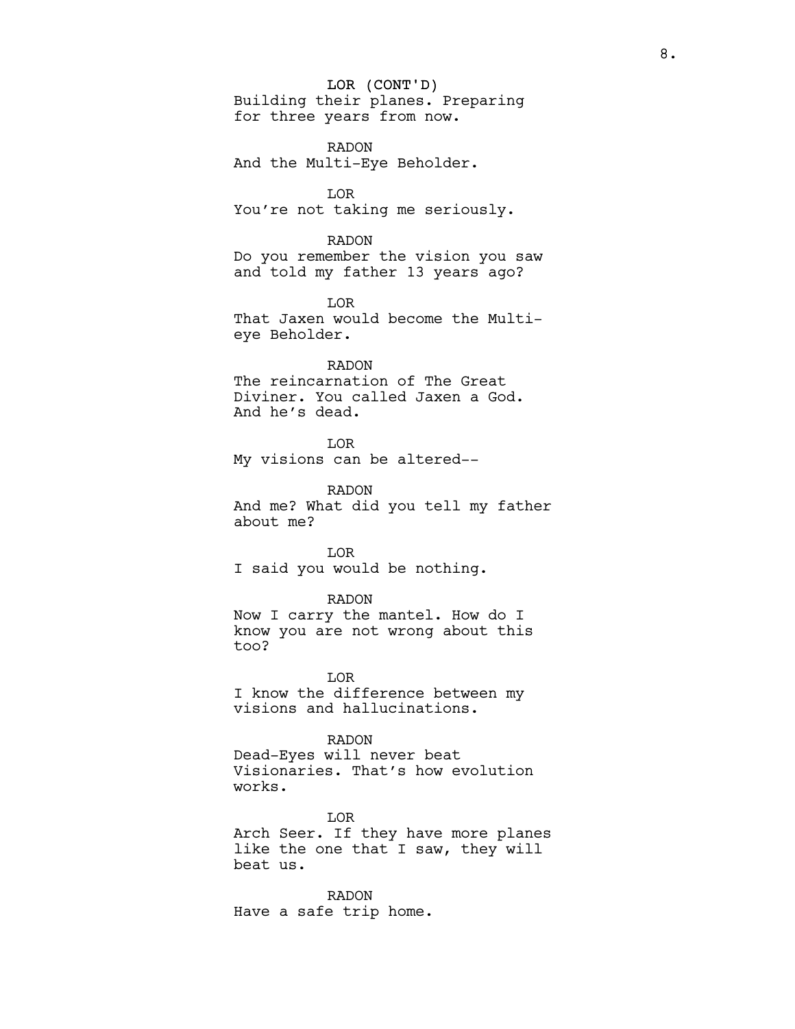LOR (CONT'D)
Building their planes. Preparing for three years from now.

RADON
And the Multi-Eye Beholder.

LOR
You're not taking me seriously.

RADON
Do you remember the vision you saw and told my father 13 years ago?

LOR
That Jaxen would become the Multi-eye Beholder.

RADON
The reincarnation of The Great Diviner. You called Jaxen a God. And he's dead.

LOR
My visions can be altered--

RADON
And me? What did you tell my father about me?

LOR
I said you would be nothing.

RADON
Now I carry the mantel. How do I know you are not wrong about this too?

LOR
I know the difference between my visions and hallucinations.

RADON
Dead-Eyes will never beat Visionaries. That's how evolution works.

LOR
Arch Seer. If they have more planes like the one that I saw, they will beat us.

RADON
Have a safe trip home.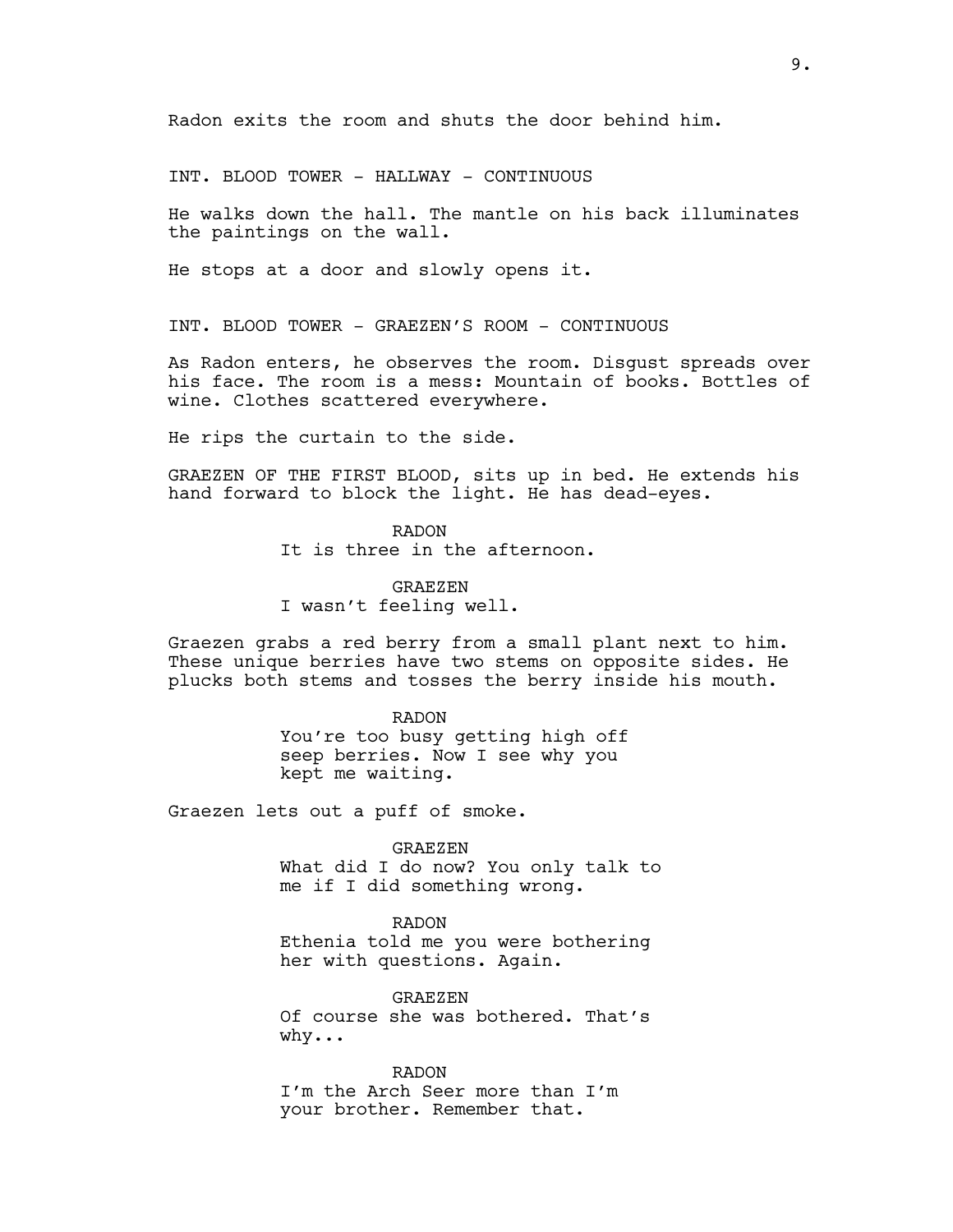Radon exits the room and shuts the door behind him.

INT. BLOOD TOWER - HALLWAY - CONTINUOUS

He walks down the hall. The mantle on his back illuminates the paintings on the wall.

He stops at a door and slowly opens it.

INT. BLOOD TOWER - GRAEZEN'S ROOM - CONTINUOUS

As Radon enters, he observes the room. Disgust spreads over his face. The room is a mess: Mountain of books. Bottles of wine. Clothes scattered everywhere.

He rips the curtain to the side.

GRAEZEN OF THE FIRST BLOOD, sits up in bed. He extends his hand forward to block the light. He has dead-eyes.

RADON
It is three in the afternoon.

GRAEZEN
I wasn't feeling well.

Graezen grabs a red berry from a small plant next to him. These unique berries have two stems on opposite sides. He plucks both stems and tosses the berry inside his mouth.

RADON
You're too busy getting high off seep berries. Now I see why you kept me waiting.

Graezen lets out a puff of smoke.

GRAEZEN
What did I do now? You only talk to me if I did something wrong.

RADON
Ethenia told me you were bothering her with questions. Again.

GRAEZEN
Of course she was bothered. That's why...

RADON
I'm the Arch Seer more than I'm your brother. Remember that.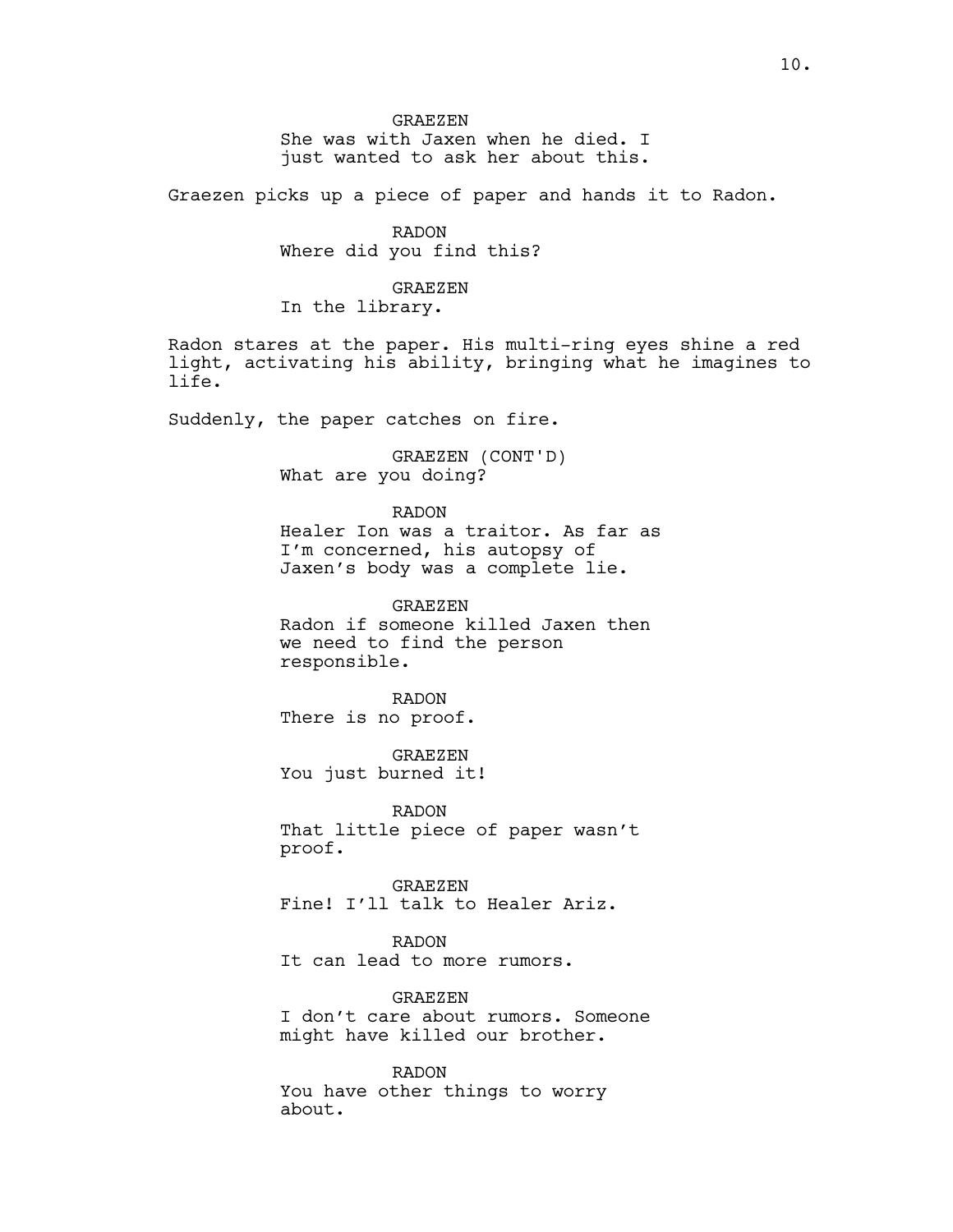GRAEZEN
She was with Jaxen when he died. I just wanted to ask her about this.

Graezen picks up a piece of paper and hands it to Radon.

RADON
Where did you find this?

GRAEZEN
In the library.

Radon stares at the paper. His multi-ring eyes shine a red light, activating his ability, bringing what he imagines to life.

Suddenly, the paper catches on fire.

GRAEZEN (CONT'D)
What are you doing?

RADON
Healer Ion was a traitor. As far as I'm concerned, his autopsy of Jaxen's body was a complete lie.

GRAEZEN
Radon if someone killed Jaxen then we need to find the person responsible.

RADON
There is no proof.

GRAEZEN
You just burned it!

RADON
That little piece of paper wasn't proof.

GRAEZEN
Fine! I'll talk to Healer Ariz.

RADON
It can lead to more rumors.

GRAEZEN
I don't care about rumors. Someone might have killed our brother.

RADON
You have other things to worry about.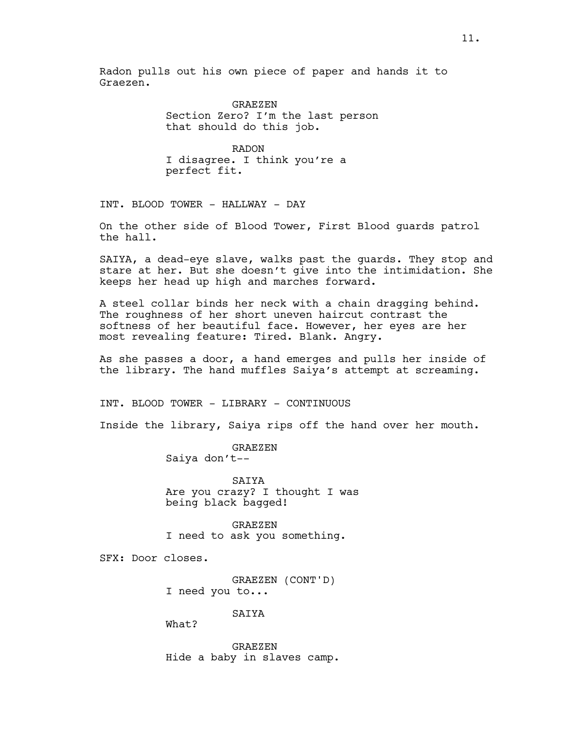Radon pulls out his own piece of paper and hands it to Graezen.

GRAEZEN
Section Zero? I'm the last person that should do this job.

RADON
I disagree. I think you're a perfect fit.

INT. BLOOD TOWER - HALLWAY - DAY

On the other side of Blood Tower, First Blood guards patrol the hall.

SAIYA, a dead-eye slave, walks past the guards. They stop and stare at her. But she doesn't give into the intimidation. She keeps her head up high and marches forward.

A steel collar binds her neck with a chain dragging behind. The roughness of her short uneven haircut contrast the softness of her beautiful face. However, her eyes are her most revealing feature: Tired. Blank. Angry.

As she passes a door, a hand emerges and pulls her inside of the library. The hand muffles Saiya's attempt at screaming.

INT. BLOOD TOWER - LIBRARY - CONTINUOUS

Inside the library, Saiya rips off the hand over her mouth.

GRAEZEN
Saiya don't--

SAIYA
Are you crazy? I thought I was being black bagged!

GRAEZEN
I need to ask you something.

SFX: Door closes.

GRAEZEN (CONT'D)
I need you to...

SAIYA
What?

GRAEZEN
Hide a baby in slaves camp.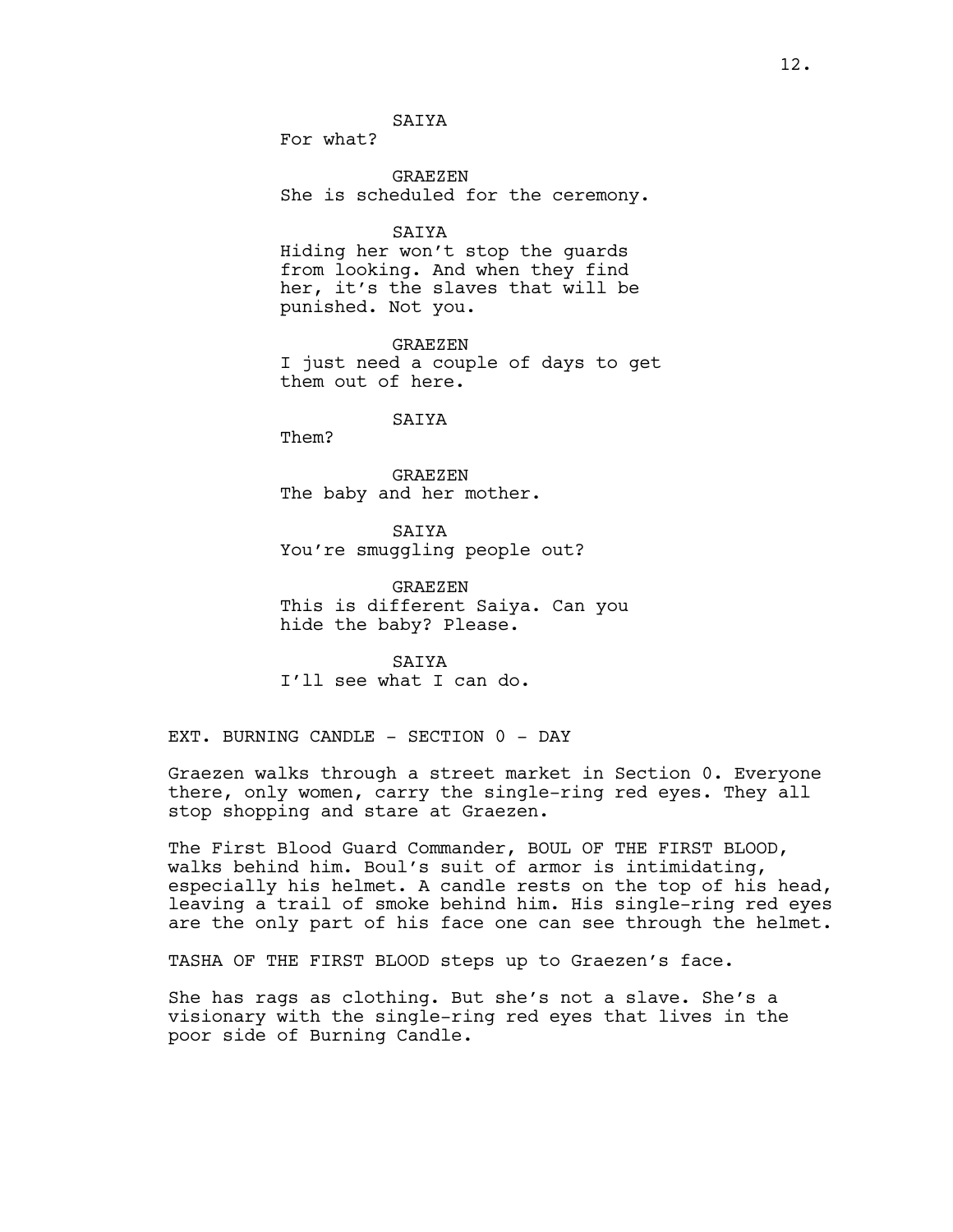SAIYA
For what?

GRAEZEN
She is scheduled for the ceremony.

SAIYA
Hiding her won't stop the guards from looking. And when they find her, it's the slaves that will be punished. Not you.

GRAEZEN
I just need a couple of days to get them out of here.

SAIYA
Them?

GRAEZEN
The baby and her mother.

SAIYA
You're smuggling people out?

GRAEZEN
This is different Saiya. Can you hide the baby? Please.

SAIYA
I'll see what I can do.

EXT. BURNING CANDLE - SECTION 0 - DAY

Graezen walks through a street market in Section 0. Everyone there, only women, carry the single-ring red eyes. They all stop shopping and stare at Graezen.

The First Blood Guard Commander, BOUL OF THE FIRST BLOOD, walks behind him. Boul's suit of armor is intimidating, especially his helmet. A candle rests on the top of his head, leaving a trail of smoke behind him. His single-ring red eyes are the only part of his face one can see through the helmet.

TASHA OF THE FIRST BLOOD steps up to Graezen's face.

She has rags as clothing. But she's not a slave. She's a visionary with the single-ring red eyes that lives in the poor side of Burning Candle.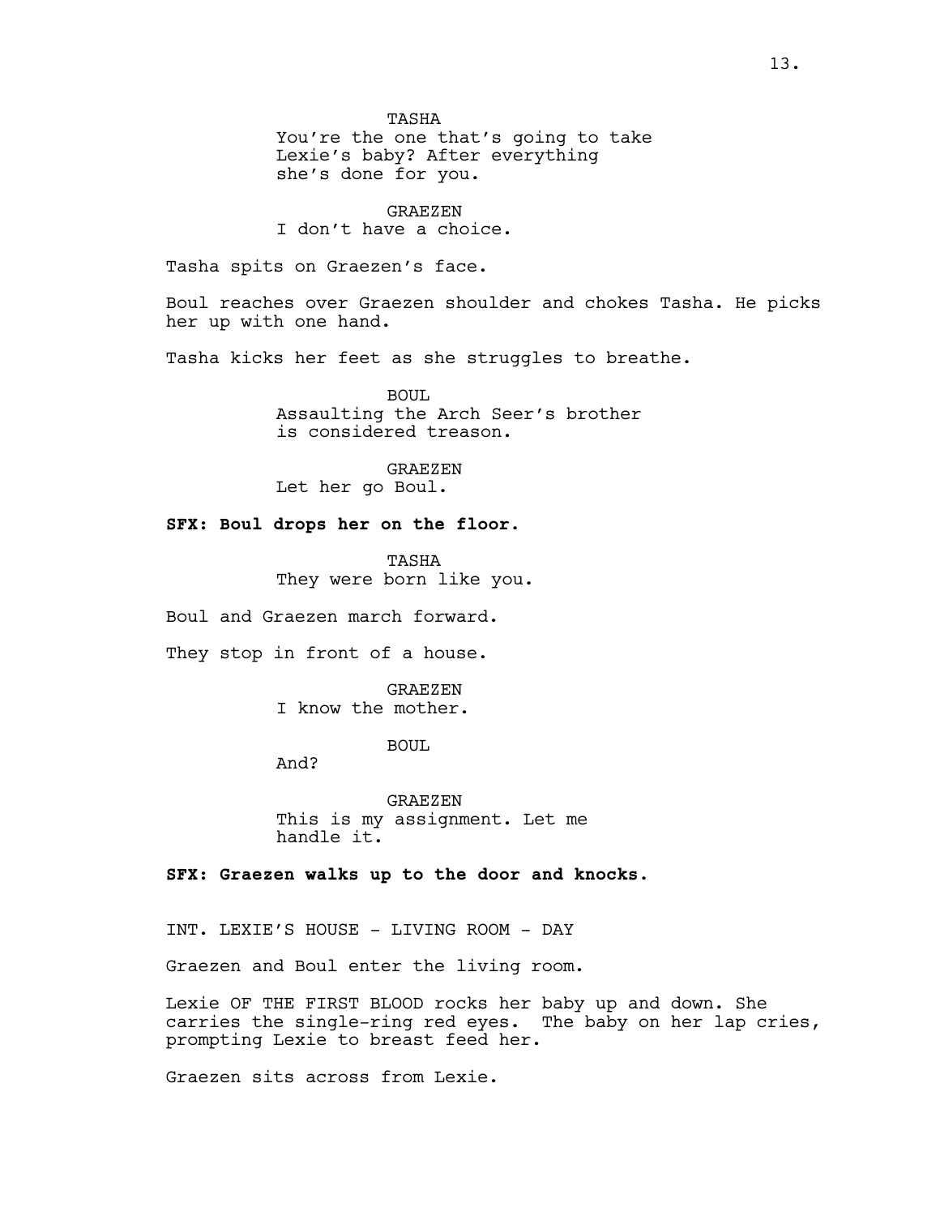TASHA
You're the one that's going to take Lexie's baby? After everything she's done for you.

GRAEZEN
I don't have a choice.

Tasha spits on Graezen's face.

Boul reaches over Graezen shoulder and chokes Tasha. He picks her up with one hand.

Tasha kicks her feet as she struggles to breathe.

BOUL
Assaulting the Arch Seer's brother is considered treason.

GRAEZEN
Let her go Boul.

**SFX: Boul drops her on the floor.**

TASHA
They were born like you.

Boul and Graezen march forward.

They stop in front of a house.

GRAEZEN
I know the mother.

BOUL
And?

GRAEZEN
This is my assignment. Let me handle it.

**SFX: Graezen walks up to the door and knocks.**

INT. LEXIE'S HOUSE - LIVING ROOM - DAY

Graezen and Boul enter the living room.

Lexie OF THE FIRST BLOOD rocks her baby up and down. She carries the single-ring red eyes. The baby on her lap cries, prompting Lexie to breast feed her.

Graezen sits across from Lexie.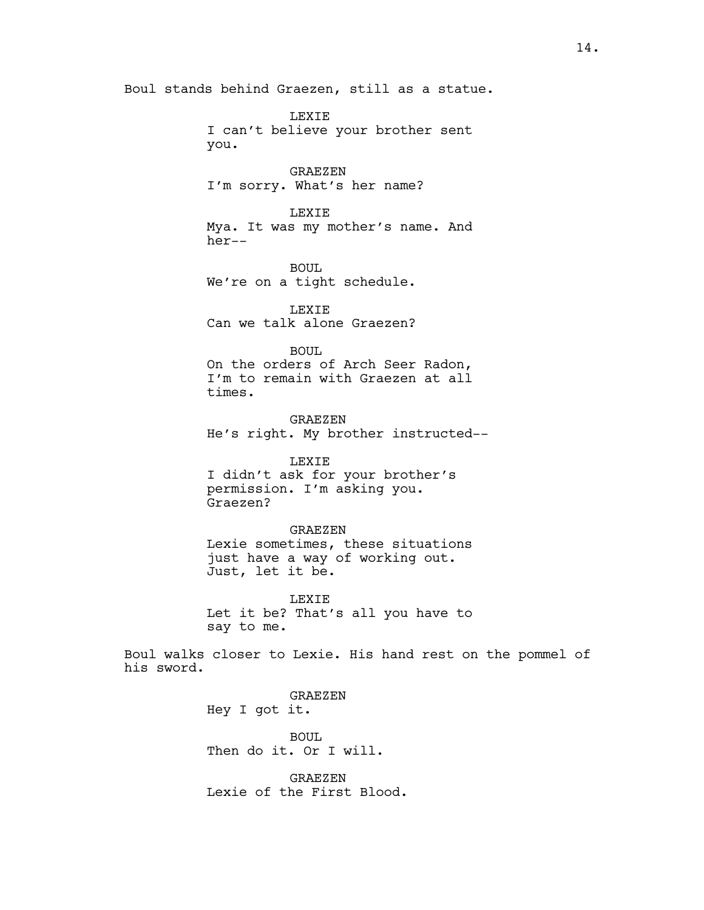Boul stands behind Graezen, still as a statue.

LEXIE
I can't believe your brother sent you.

GRAEZEN
I'm sorry. What's her name?

LEXIE
Mya. It was my mother's name. And her--

BOUL
We're on a tight schedule.

LEXIE
Can we talk alone Graezen?

BOUL
On the orders of Arch Seer Radon, I'm to remain with Graezen at all times.

GRAEZEN
He's right. My brother instructed--

LEXIE
I didn't ask for your brother's permission. I'm asking you. Graezen?

GRAEZEN
Lexie sometimes, these situations just have a way of working out. Just, let it be.

LEXIE
Let it be? That's all you have to say to me.

Boul walks closer to Lexie. His hand rest on the pommel of his sword.

GRAEZEN
Hey I got it.

BOUL
Then do it. Or I will.

GRAEZEN
Lexie of the First Blood.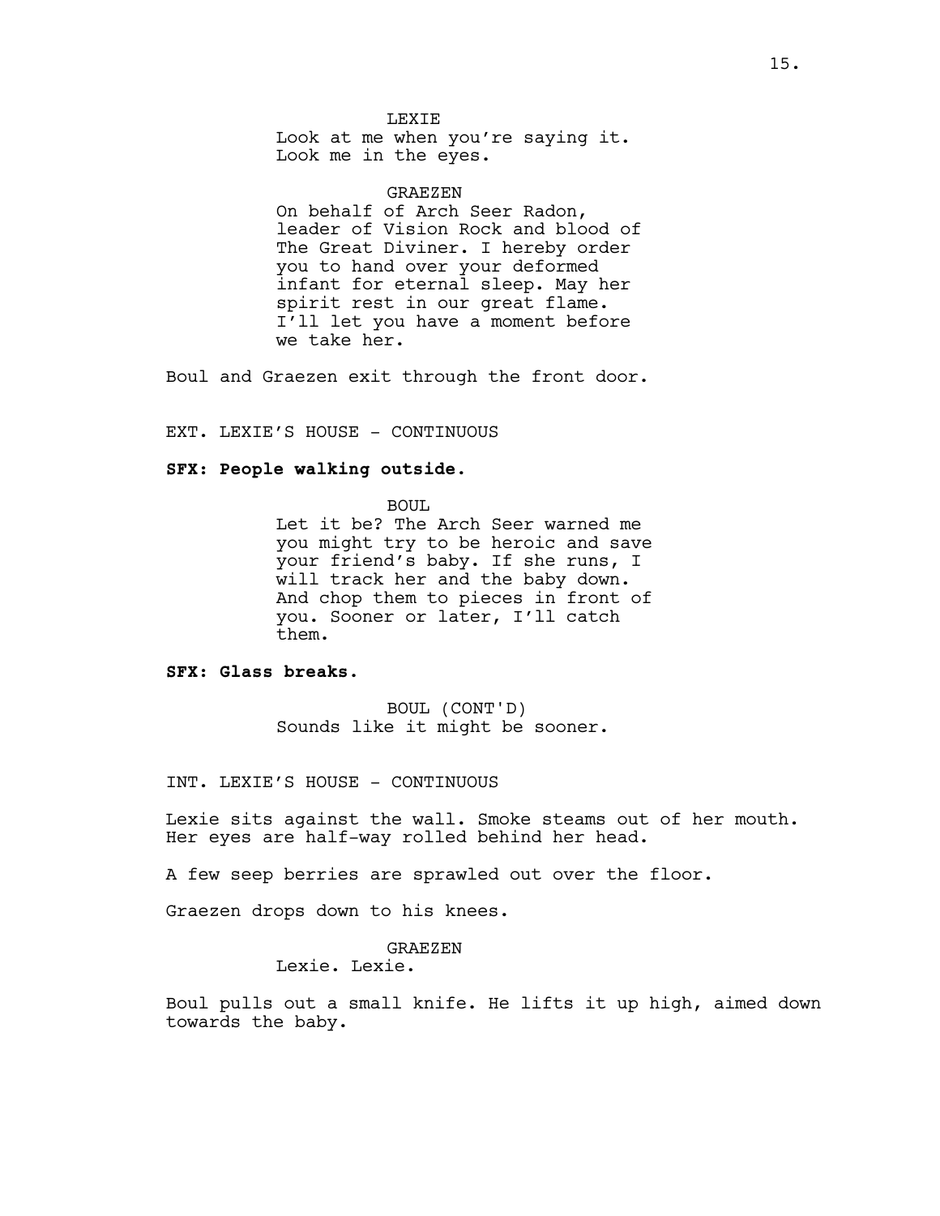LEXIE
Look at me when you're saying it.
Look me in the eyes.

GRAEZEN
On behalf of Arch Seer Radon, leader of Vision Rock and blood of The Great Diviner. I hereby order you to hand over your deformed infant for eternal sleep. May her spirit rest in our great flame. I'll let you have a moment before we take her.

Boul and Graezen exit through the front door.

EXT. LEXIE'S HOUSE - CONTINUOUS

**SFX: People walking outside.**

BOUL
Let it be? The Arch Seer warned me you might try to be heroic and save your friend's baby. If she runs, I will track her and the baby down. And chop them to pieces in front of you. Sooner or later, I'll catch them.

**SFX: Glass breaks.**

BOUL (CONT'D)
Sounds like it might be sooner.

INT. LEXIE'S HOUSE - CONTINUOUS

Lexie sits against the wall. Smoke steams out of her mouth. Her eyes are half-way rolled behind her head.

A few seep berries are sprawled out over the floor.

Graezen drops down to his knees.

GRAEZEN
Lexie. Lexie.

Boul pulls out a small knife. He lifts it up high, aimed down towards the baby.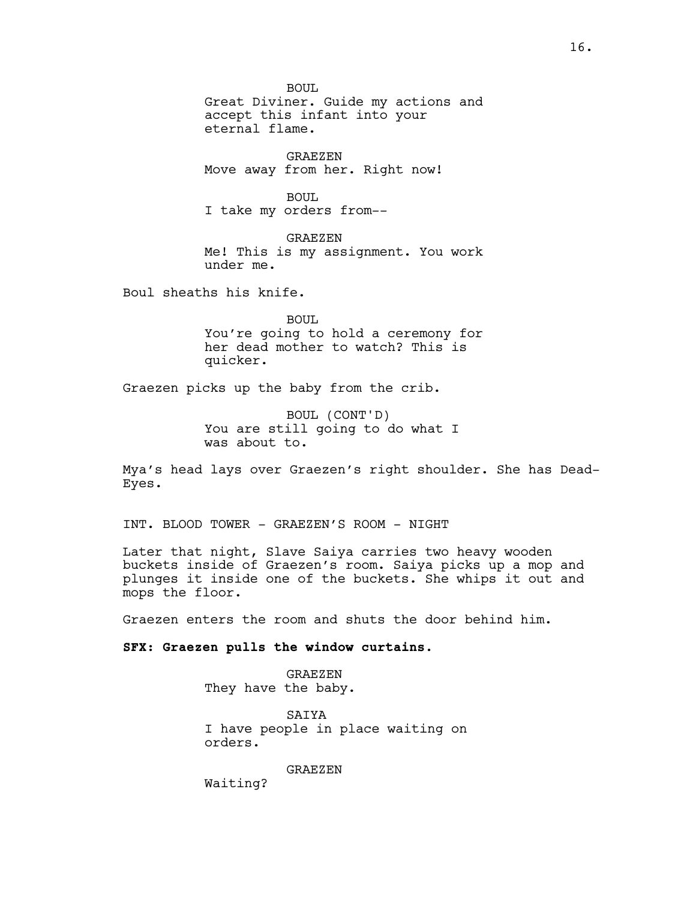BOUL
Great Diviner. Guide my actions and accept this infant into your eternal flame.

GRAEZEN
Move away from her. Right now!

BOUL
I take my orders from--

GRAEZEN
Me! This is my assignment. You work under me.

Boul sheaths his knife.

BOUL
You're going to hold a ceremony for her dead mother to watch? This is quicker.

Graezen picks up the baby from the crib.

BOUL (CONT'D)
You are still going to do what I was about to.

Mya's head lays over Graezen's right shoulder. She has Dead-Eyes.

INT. BLOOD TOWER - GRAEZEN'S ROOM - NIGHT

Later that night, Slave Saiya carries two heavy wooden buckets inside of Graezen's room. Saiya picks up a mop and plunges it inside one of the buckets. She whips it out and mops the floor.

Graezen enters the room and shuts the door behind him.

**SFX: Graezen pulls the window curtains.**

GRAEZEN
They have the baby.

SAIYA
I have people in place waiting on orders.

GRAEZEN
Waiting?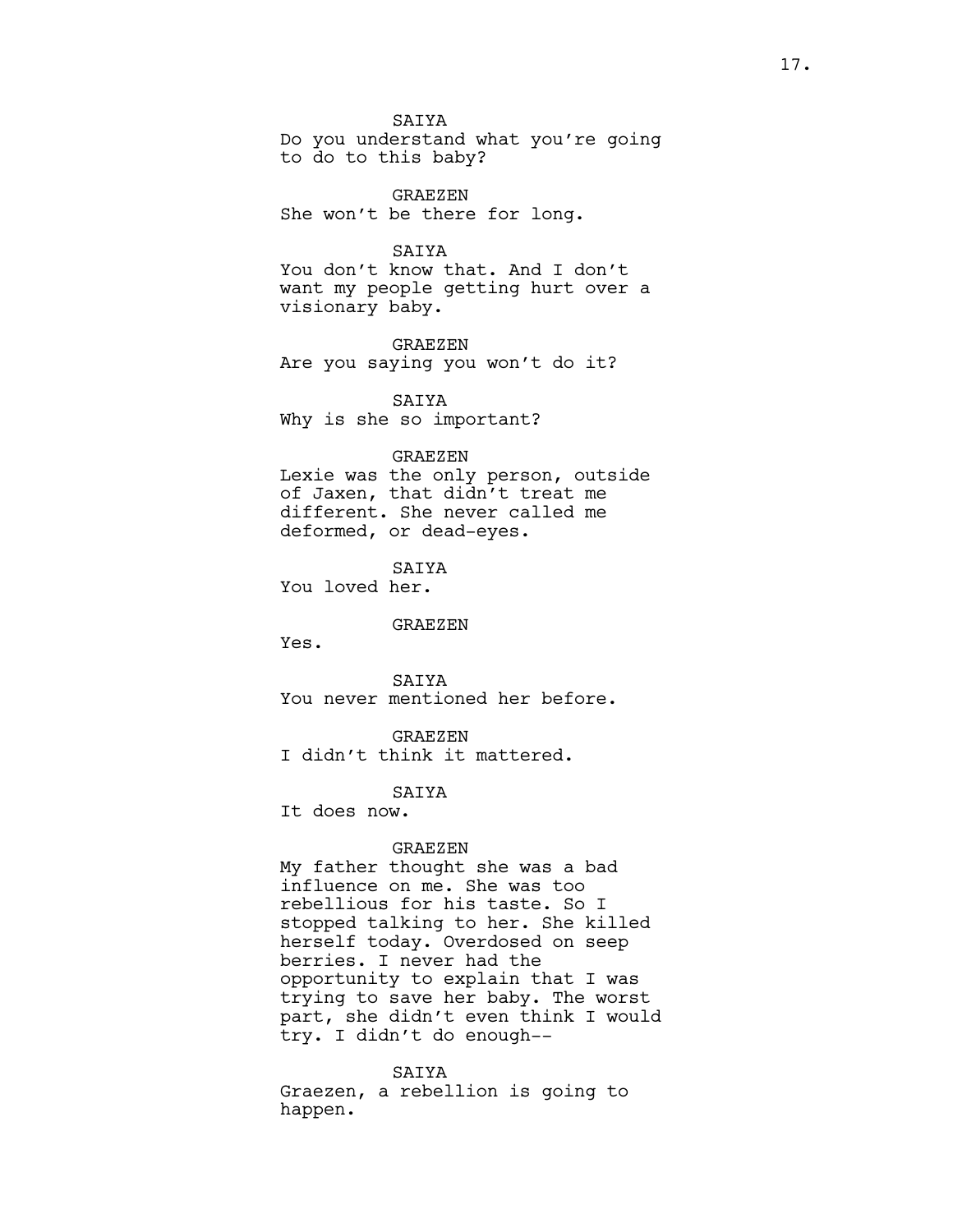SAIYA

Do you understand what you're going to do to this baby?

GRAEZEN

She won't be there for long.

SAIYA

You don't know that. And I don't want my people getting hurt over a visionary baby.

GRAEZEN

Are you saying you won't do it?

SAIYA

Why is she so important?

GRAEZEN

Lexie was the only person, outside of Jaxen, that didn't treat me different. She never called me deformed, or dead-eyes.

SAIYA

You loved her.

GRAEZEN

Yes.

SAIYA

You never mentioned her before.

GRAEZEN

I didn't think it mattered.

SAIYA

It does now.

GRAEZEN

My father thought she was a bad influence on me. She was too rebellious for his taste. So I stopped talking to her. She killed herself today. Overdosed on seep berries. I never had the opportunity to explain that I was trying to save her baby. The worst part, she didn't even think I would try. I didn't do enough--

SAIYA

Graezen, a rebellion is going to happen.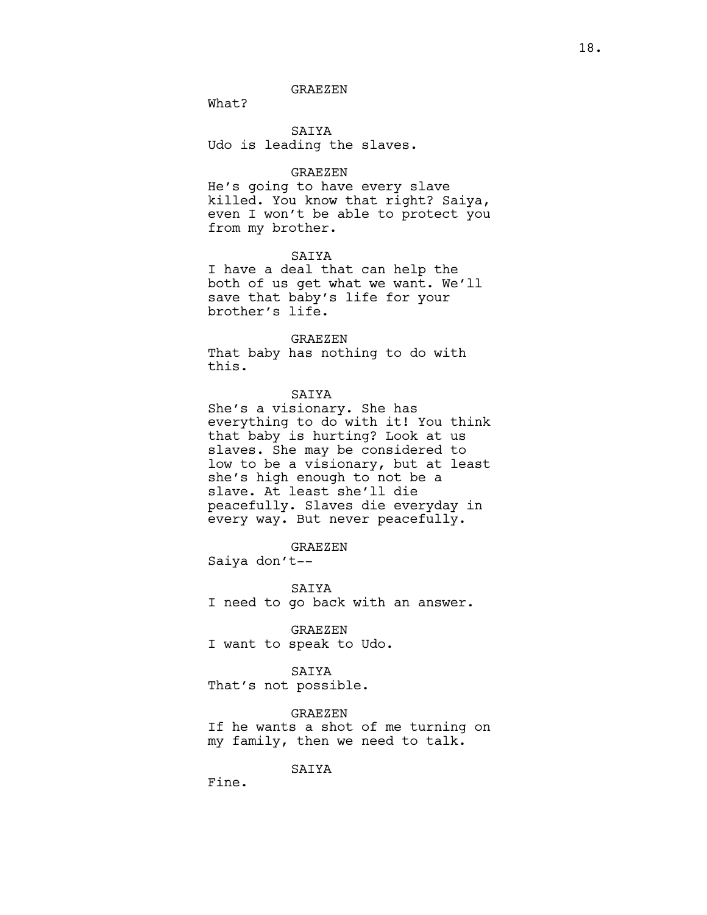GRAEZEN

What?

SAIYA

Udo is leading the slaves.

GRAEZEN

He's going to have every slave killed. You know that right? Saiya, even I won't be able to protect you from my brother.

SAIYA

I have a deal that can help the both of us get what we want. We'll save that baby's life for your brother's life.

GRAEZEN

That baby has nothing to do with this.

SAIYA

She's a visionary. She has everything to do with it! You think that baby is hurting? Look at us slaves. She may be considered to low to be a visionary, but at least she's high enough to not be a slave. At least she'll die peacefully. Slaves die everyday in every way. But never peacefully.

GRAEZEN

Saiya don't--

SAIYA

I need to go back with an answer.

GRAEZEN

I want to speak to Udo.

SAIYA

That's not possible.

GRAEZEN

If he wants a shot of me turning on my family, then we need to talk.

SAIYA

Fine.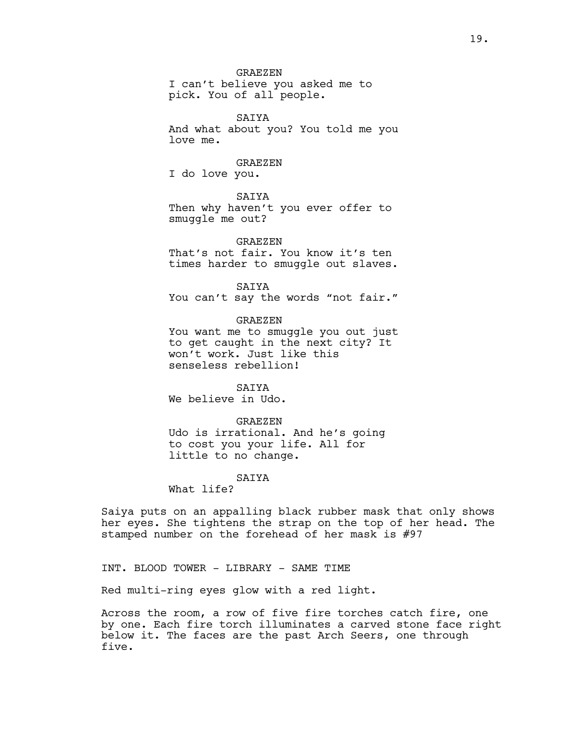GRAEZEN
I can't believe you asked me to pick. You of all people.

SAIYA
And what about you? You told me you love me.

GRAEZEN
I do love you.

SAIYA
Then why haven't you ever offer to smuggle me out?

GRAEZEN
That's not fair. You know it's ten times harder to smuggle out slaves.

SAIYA
You can't say the words "not fair."

GRAEZEN
You want me to smuggle you out just to get caught in the next city? It won't work. Just like this senseless rebellion!

SAIYA
We believe in Udo.

GRAEZEN
Udo is irrational. And he's going to cost you your life. All for little to no change.

SAIYA
What life?

Saiya puts on an appalling black rubber mask that only shows her eyes. She tightens the strap on the top of her head. The stamped number on the forehead of her mask is #97

INT. BLOOD TOWER - LIBRARY - SAME TIME

Red multi-ring eyes glow with a red light.

Across the room, a row of five fire torches catch fire, one by one. Each fire torch illuminates a carved stone face right below it. The faces are the past Arch Seers, one through five.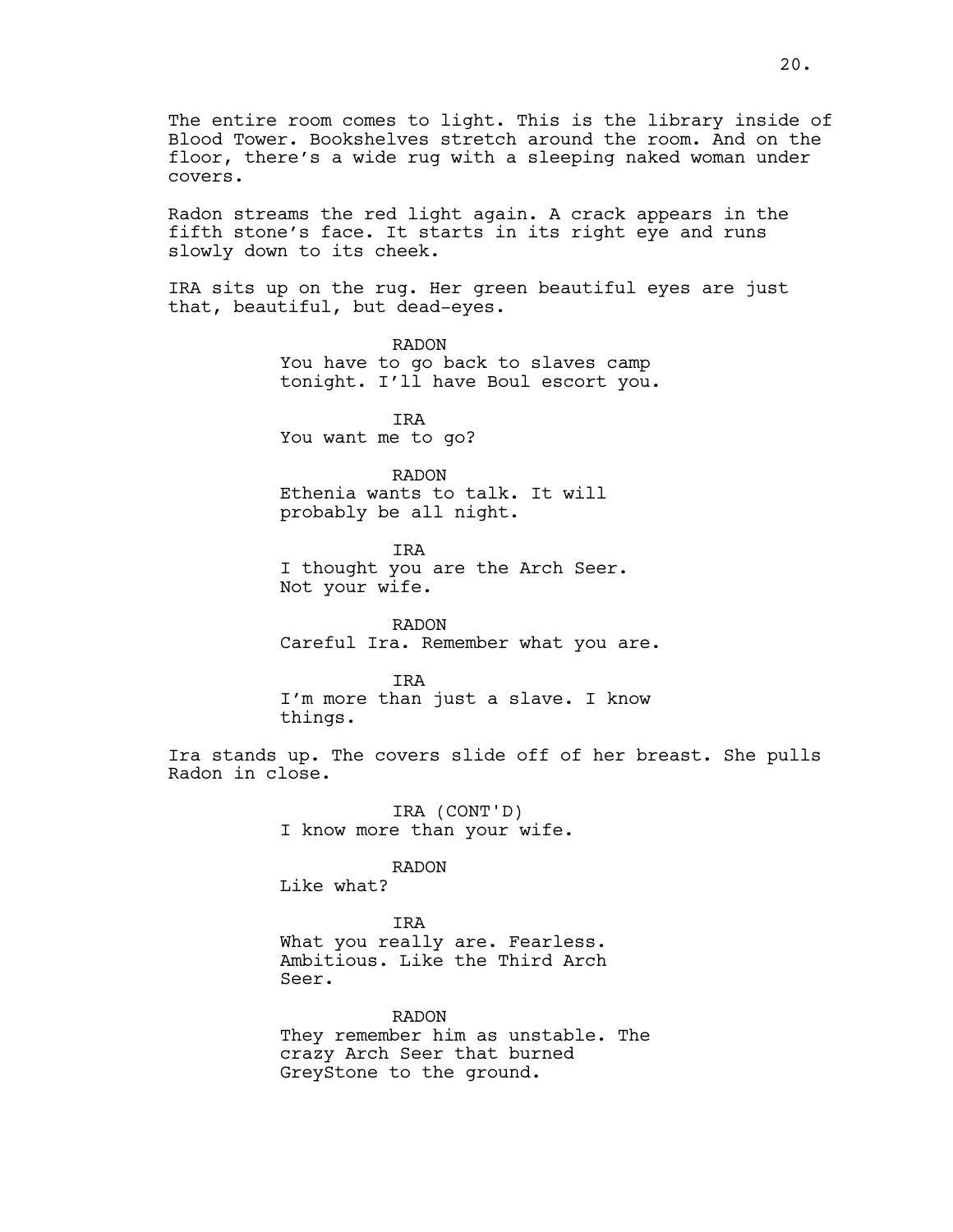The entire room comes to light. This is the library inside of Blood Tower. Bookshelves stretch around the room. And on the floor, there's a wide rug with a sleeping naked woman under covers.

Radon streams the red light again. A crack appears in the fifth stone's face. It starts in its right eye and runs slowly down to its cheek.

IRA sits up on the rug. Her green beautiful eyes are just that, beautiful, but dead-eyes.

RADON
You have to go back to slaves camp tonight. I'll have Boul escort you.

IRA
You want me to go?

RADON
Ethenia wants to talk. It will probably be all night.

IRA
I thought you are the Arch Seer. Not your wife.

RADON
Careful Ira. Remember what you are.

IRA
I'm more than just a slave. I know things.

Ira stands up. The covers slide off of her breast. She pulls Radon in close.

IRA (CONT'D)
I know more than your wife.

RADON
Like what?

IRA
What you really are. Fearless. Ambitious. Like the Third Arch Seer.

RADON
They remember him as unstable. The crazy Arch Seer that burned GreyStone to the ground.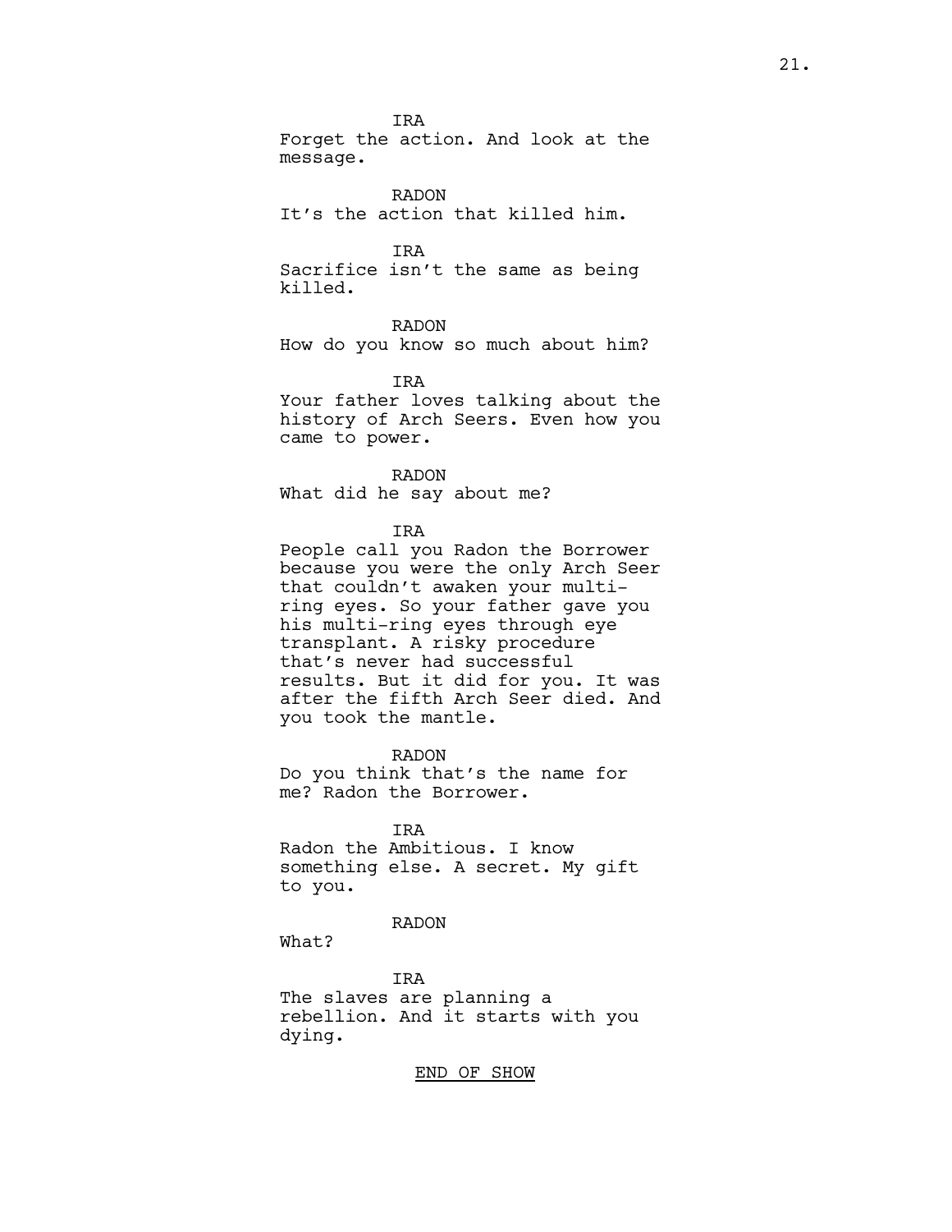IRA

Forget the action. And look at the message.

RADON

It's the action that killed him.

IRA

Sacrifice isn't the same as being killed.

RADON

How do you know so much about him?

IRA

Your father loves talking about the history of Arch Seers. Even how you came to power.

RADON

What did he say about me?

IRA

People call you Radon the Borrower because you were the only Arch Seer that couldn't awaken your multi-ring eyes. So your father gave you his multi-ring eyes through eye transplant. A risky procedure that's never had successful results. But it did for you. It was after the fifth Arch Seer died. And you took the mantle.

RADON

Do you think that's the name for me? Radon the Borrower.

IRA

Radon the Ambitious. I know something else. A secret. My gift to you.

RADON

What?

IRA

The slaves are planning a rebellion. And it starts with you dying.

<u>END OF SHOW</u>